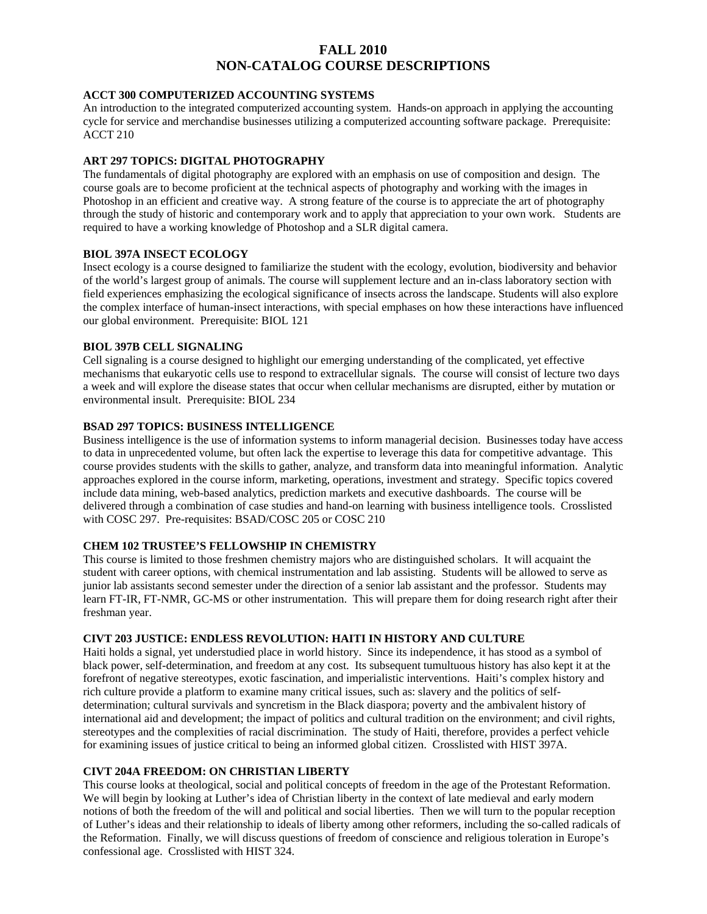# FALL 2010
# NON-CATALOG COURSE DESCRIPTIONS

**ACCT 300 COMPUTERIZED ACCOUNTING SYSTEMS**
An introduction to the integrated computerized accounting system. Hands-on approach in applying the accounting cycle for service and merchandise businesses utilizing a computerized accounting software package. Prerequisite: ACCT 210

**ART 297 TOPICS: DIGITAL PHOTOGRAPHY**
The fundamentals of digital photography are explored with an emphasis on use of composition and design. The course goals are to become proficient at the technical aspects of photography and working with the images in Photoshop in an efficient and creative way. A strong feature of the course is to appreciate the art of photography through the study of historic and contemporary work and to apply that appreciation to your own work. Students are required to have a working knowledge of Photoshop and a SLR digital camera.

**BIOL 397A INSECT ECOLOGY**
Insect ecology is a course designed to familiarize the student with the ecology, evolution, biodiversity and behavior of the world's largest group of animals. The course will supplement lecture and an in-class laboratory section with field experiences emphasizing the ecological significance of insects across the landscape. Students will also explore the complex interface of human-insect interactions, with special emphases on how these interactions have influenced our global environment. Prerequisite: BIOL 121

**BIOL 397B CELL SIGNALING**
Cell signaling is a course designed to highlight our emerging understanding of the complicated, yet effective mechanisms that eukaryotic cells use to respond to extracellular signals. The course will consist of lecture two days a week and will explore the disease states that occur when cellular mechanisms are disrupted, either by mutation or environmental insult. Prerequisite: BIOL 234

**BSAD 297 TOPICS: BUSINESS INTELLIGENCE**
Business intelligence is the use of information systems to inform managerial decision. Businesses today have access to data in unprecedented volume, but often lack the expertise to leverage this data for competitive advantage. This course provides students with the skills to gather, analyze, and transform data into meaningful information. Analytic approaches explored in the course inform, marketing, operations, investment and strategy. Specific topics covered include data mining, web-based analytics, prediction markets and executive dashboards. The course will be delivered through a combination of case studies and hand-on learning with business intelligence tools. Crosslisted with COSC 297. Pre-requisites: BSAD/COSC 205 or COSC 210

**CHEM 102 TRUSTEE'S FELLOWSHIP IN CHEMISTRY**
This course is limited to those freshmen chemistry majors who are distinguished scholars. It will acquaint the student with career options, with chemical instrumentation and lab assisting. Students will be allowed to serve as junior lab assistants second semester under the direction of a senior lab assistant and the professor. Students may learn FT-IR, FT-NMR, GC-MS or other instrumentation. This will prepare them for doing research right after their freshman year.

**CIVT 203 JUSTICE: ENDLESS REVOLUTION: HAITI IN HISTORY AND CULTURE**
Haiti holds a signal, yet understudied place in world history. Since its independence, it has stood as a symbol of black power, self-determination, and freedom at any cost. Its subsequent tumultuous history has also kept it at the forefront of negative stereotypes, exotic fascination, and imperialistic interventions. Haiti's complex history and rich culture provide a platform to examine many critical issues, such as: slavery and the politics of self-determination; cultural survivals and syncretism in the Black diaspora; poverty and the ambivalent history of international aid and development; the impact of politics and cultural tradition on the environment; and civil rights, stereotypes and the complexities of racial discrimination. The study of Haiti, therefore, provides a perfect vehicle for examining issues of justice critical to being an informed global citizen. Crosslisted with HIST 397A.

**CIVT 204A FREEDOM: ON CHRISTIAN LIBERTY**
This course looks at theological, social and political concepts of freedom in the age of the Protestant Reformation. We will begin by looking at Luther's idea of Christian liberty in the context of late medieval and early modern notions of both the freedom of the will and political and social liberties. Then we will turn to the popular reception of Luther's ideas and their relationship to ideals of liberty among other reformers, including the so-called radicals of the Reformation. Finally, we will discuss questions of freedom of conscience and religious toleration in Europe's confessional age. Crosslisted with HIST 324.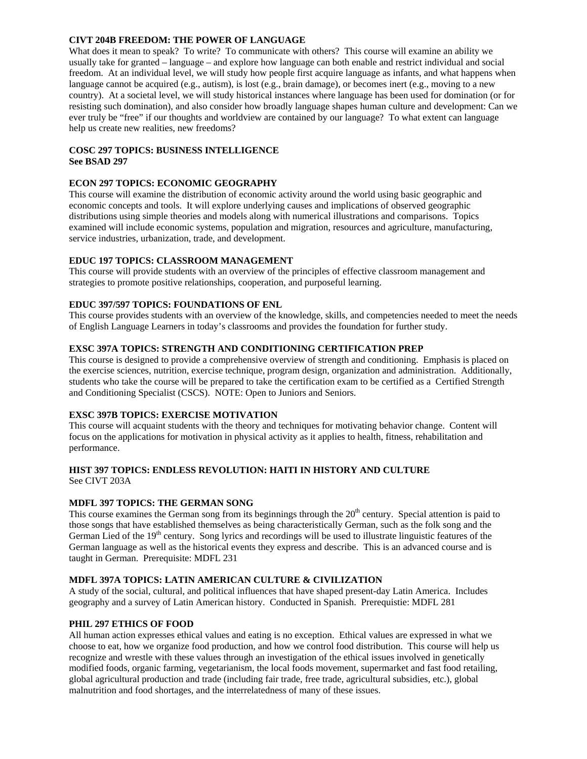**CIVT 204B FREEDOM: THE POWER OF LANGUAGE**
What does it mean to speak? To write? To communicate with others? This course will examine an ability we usually take for granted – language – and explore how language can both enable and restrict individual and social freedom. At an individual level, we will study how people first acquire language as infants, and what happens when language cannot be acquired (e.g., autism), is lost (e.g., brain damage), or becomes inert (e.g., moving to a new country). At a societal level, we will study historical instances where language has been used for domination (or for resisting such domination), and also consider how broadly language shapes human culture and development: Can we ever truly be "free" if our thoughts and worldview are contained by our language? To what extent can language help us create new realities, new freedoms?

**COSC 297 TOPICS: BUSINESS INTELLIGENCE**
**See BSAD 297**

**ECON 297 TOPICS: ECONOMIC GEOGRAPHY**
This course will examine the distribution of economic activity around the world using basic geographic and economic concepts and tools. It will explore underlying causes and implications of observed geographic distributions using simple theories and models along with numerical illustrations and comparisons. Topics examined will include economic systems, population and migration, resources and agriculture, manufacturing, service industries, urbanization, trade, and development.

**EDUC 197 TOPICS: CLASSROOM MANAGEMENT**
This course will provide students with an overview of the principles of effective classroom management and strategies to promote positive relationships, cooperation, and purposeful learning.

**EDUC 397/597 TOPICS: FOUNDATIONS OF ENL**
This course provides students with an overview of the knowledge, skills, and competencies needed to meet the needs of English Language Learners in today's classrooms and provides the foundation for further study.

**EXSC 397A TOPICS: STRENGTH AND CONDITIONING CERTIFICATION PREP**
This course is designed to provide a comprehensive overview of strength and conditioning. Emphasis is placed on the exercise sciences, nutrition, exercise technique, program design, organization and administration. Additionally, students who take the course will be prepared to take the certification exam to be certified as a Certified Strength and Conditioning Specialist (CSCS). NOTE: Open to Juniors and Seniors.

**EXSC 397B TOPICS: EXERCISE MOTIVATION**
This course will acquaint students with the theory and techniques for motivating behavior change. Content will focus on the applications for motivation in physical activity as it applies to health, fitness, rehabilitation and performance.

**HIST 397 TOPICS: ENDLESS REVOLUTION: HAITI IN HISTORY AND CULTURE**
See CIVT 203A

**MDFL 397 TOPICS: THE GERMAN SONG**
This course examines the German song from its beginnings through the 20th century. Special attention is paid to those songs that have established themselves as being characteristically German, such as the folk song and the German Lied of the 19th century. Song lyrics and recordings will be used to illustrate linguistic features of the German language as well as the historical events they express and describe. This is an advanced course and is taught in German. Prerequisite: MDFL 231

**MDFL 397A TOPICS: LATIN AMERICAN CULTURE & CIVILIZATION**
A study of the social, cultural, and political influences that have shaped present-day Latin America. Includes geography and a survey of Latin American history. Conducted in Spanish. Prerequistie: MDFL 281

**PHIL 297 ETHICS OF FOOD**
All human action expresses ethical values and eating is no exception. Ethical values are expressed in what we choose to eat, how we organize food production, and how we control food distribution. This course will help us recognize and wrestle with these values through an investigation of the ethical issues involved in genetically modified foods, organic farming, vegetarianism, the local foods movement, supermarket and fast food retailing, global agricultural production and trade (including fair trade, free trade, agricultural subsidies, etc.), global malnutrition and food shortages, and the interrelatedness of many of these issues.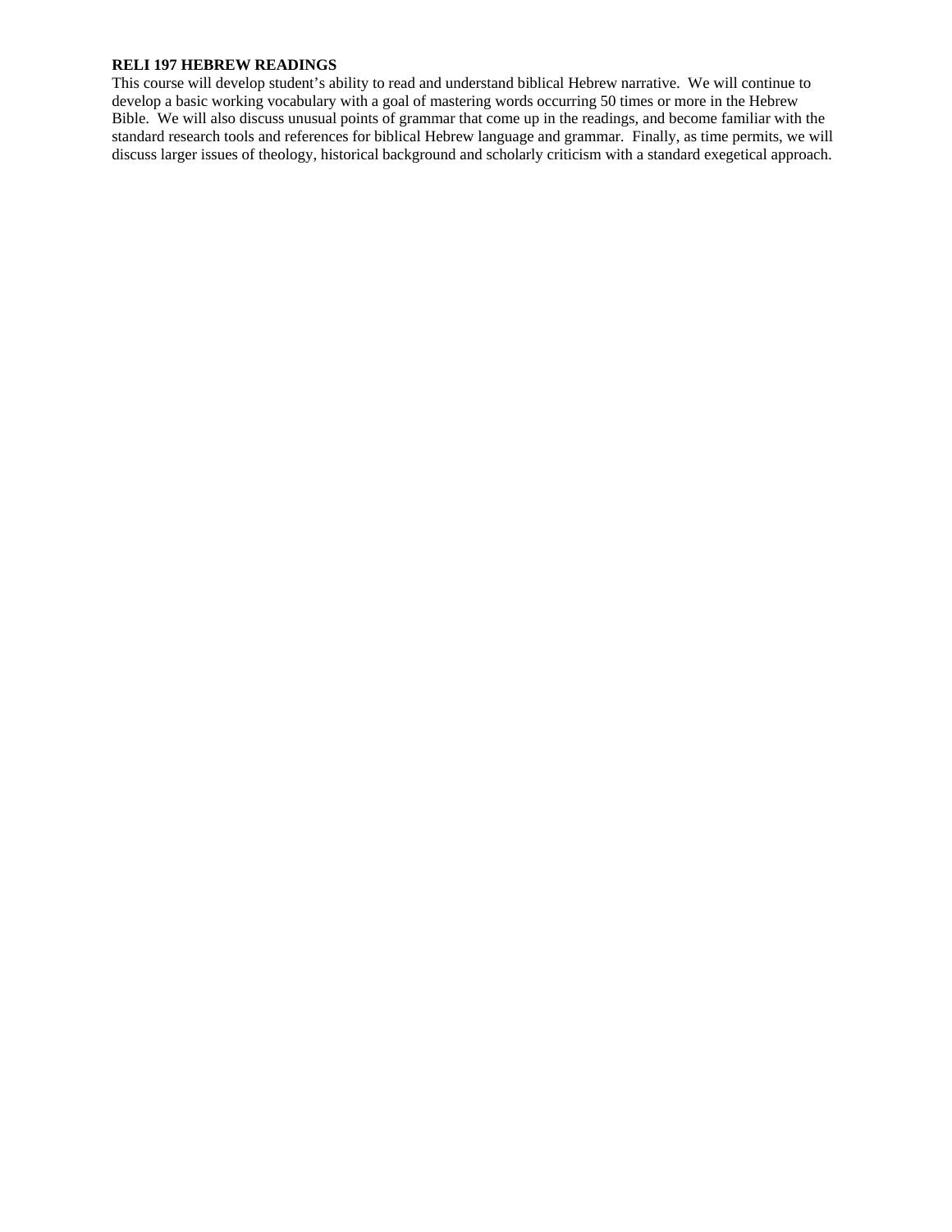**RELI 197 HEBREW READINGS**

This course will develop student's ability to read and understand biblical Hebrew narrative. We will continue to develop a basic working vocabulary with a goal of mastering words occurring 50 times or more in the Hebrew Bible. We will also discuss unusual points of grammar that come up in the readings, and become familiar with the standard research tools and references for biblical Hebrew language and grammar. Finally, as time permits, we will discuss larger issues of theology, historical background and scholarly criticism with a standard exegetical approach.